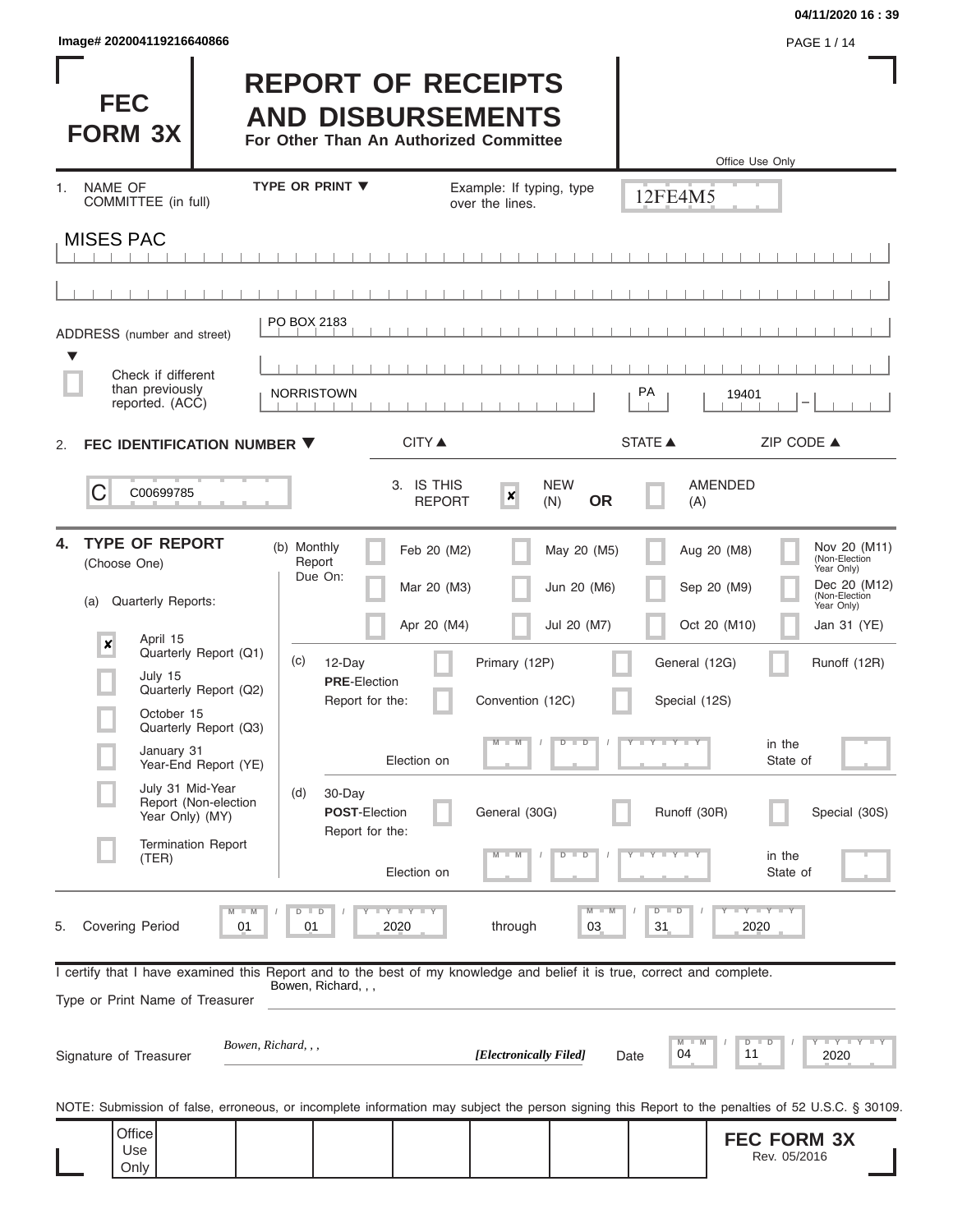Image# 202004119216640866

04/11/2020 16 : 39

# FEC FORM 3X

# REPORT OF RECEIPTS AND DISBURSEMENTS

**For Other Than An Authorized Committee**

Office Use Only

12FE4M5

1. NAME OF COMMITTEE (in full) — TYPE OR PRINT ▼ — Example: If typing, type over the lines.

MISES PAC

ADDRESS (number and street): PO BOX 2183

☐ Check if different than previously reported. (ACC)

NORRISTOWN — PA — 19401

CITY ▲ STATE ▲ ZIP CODE ▲

2. **FEC IDENTIFICATION NUMBER ▼**

C00699785

3. IS THIS REPORT ☒ NEW (N) **OR** ☐ AMENDED (A)

4. **TYPE OF REPORT** (Choose One)

(a) Quarterly Reports:

- ☒ April 15 Quarterly Report (Q1)
- ☐ July 15 Quarterly Report (Q2)
- ☐ October 15 Quarterly Report (Q3)
- ☐ January 31 Year-End Report (YE)
- ☐ July 31 Mid-Year Report (Non-election Year Only) (MY)
- ☐ Termination Report (TER)

(b) Monthly Report Due On:

- ☐ Feb 20 (M2)
- ☐ Mar 20 (M3)
- ☐ Apr 20 (M4)
- ☐ May 20 (M5)
- ☐ Jun 20 (M6)
- ☐ Jul 20 (M7)
- ☐ Aug 20 (M8)
- ☐ Sep 20 (M9)
- ☐ Oct 20 (M10)
- ☐ Nov 20 (M11) (Non-Election Year Only)
- ☐ Dec 20 (M12) (Non-Election Year Only)
- ☐ Jan 31 (YE)

(c) 12-Day **PRE**-Election Report for the:

- ☐ Primary (12P)
- ☐ General (12G)
- ☐ Runoff (12R)
- ☐ Convention (12C)
- ☐ Special (12S)

Election on MM / DD / YYYY in the State of ____

(d) 30-Day **POST**-Election Report for the:

- ☐ General (30G)
- ☐ Runoff (30R)
- ☐ Special (30S)

Election on MM / DD / YYYY in the State of ____

5. Covering Period 01 / 01 / 2020 through 03 / 31 / 2020

I certify that I have examined this Report and to the best of my knowledge and belief it is true, correct and complete.

Type or Print Name of Treasurer: Bowen, Richard, , ,

Signature of Treasurer: *Bowen, Richard, , ,* *[Electronically Filed]* Date 04 / 11 / 2020

NOTE: Submission of false, erroneous, or incomplete information may subject the person signing this Report to the penalties of 52 U.S.C. § 30109.

Office Use Only

**FEC FORM 3X**
Rev. 05/2016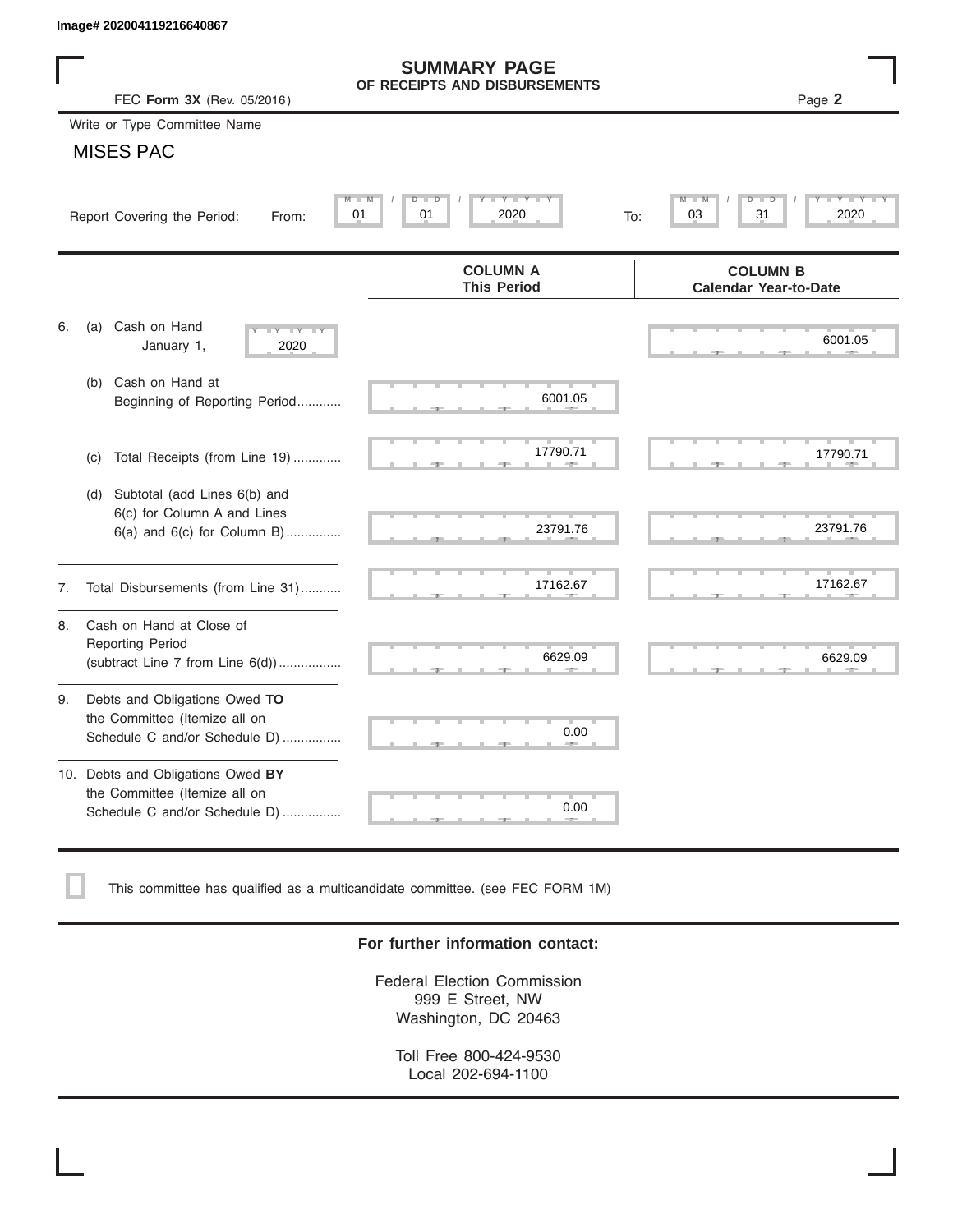Image# 202004119216640867

# SUMMARY PAGE
## OF RECEIPTS AND DISBURSEMENTS

FEC **Form 3X** (Rev. 05/2016)

Page **2**

Write or Type Committee Name

MISES PAC

Report Covering the Period: From: 01 / 01 / 2020 To: 03 / 31 / 2020

| | COLUMN A This Period | COLUMN B Calendar Year-to-Date |
|---|---|---|
| 6. (a) Cash on Hand January 1, 2020 | | 6001.05 |
| (b) Cash on Hand at Beginning of Reporting Period | 6001.05 | |
| (c) Total Receipts (from Line 19) | 17790.71 | 17790.71 |
| (d) Subtotal (add Lines 6(b) and 6(c) for Column A and Lines 6(a) and 6(c) for Column B) | 23791.76 | 23791.76 |
| 7. Total Disbursements (from Line 31) | 17162.67 | 17162.67 |
| 8. Cash on Hand at Close of Reporting Period (subtract Line 7 from Line 6(d)) | 6629.09 | 6629.09 |
| 9. Debts and Obligations Owed **TO** the Committee (Itemize all on Schedule C and/or Schedule D) | 0.00 | |
| 10. Debts and Obligations Owed **BY** the Committee (Itemize all on Schedule C and/or Schedule D) | 0.00 | |

☐ This committee has qualified as a multicandidate committee. (see FEC FORM 1M)

**For further information contact:**

Federal Election Commission
999 E Street, NW
Washington, DC 20463

Toll Free 800-424-9530
Local 202-694-1100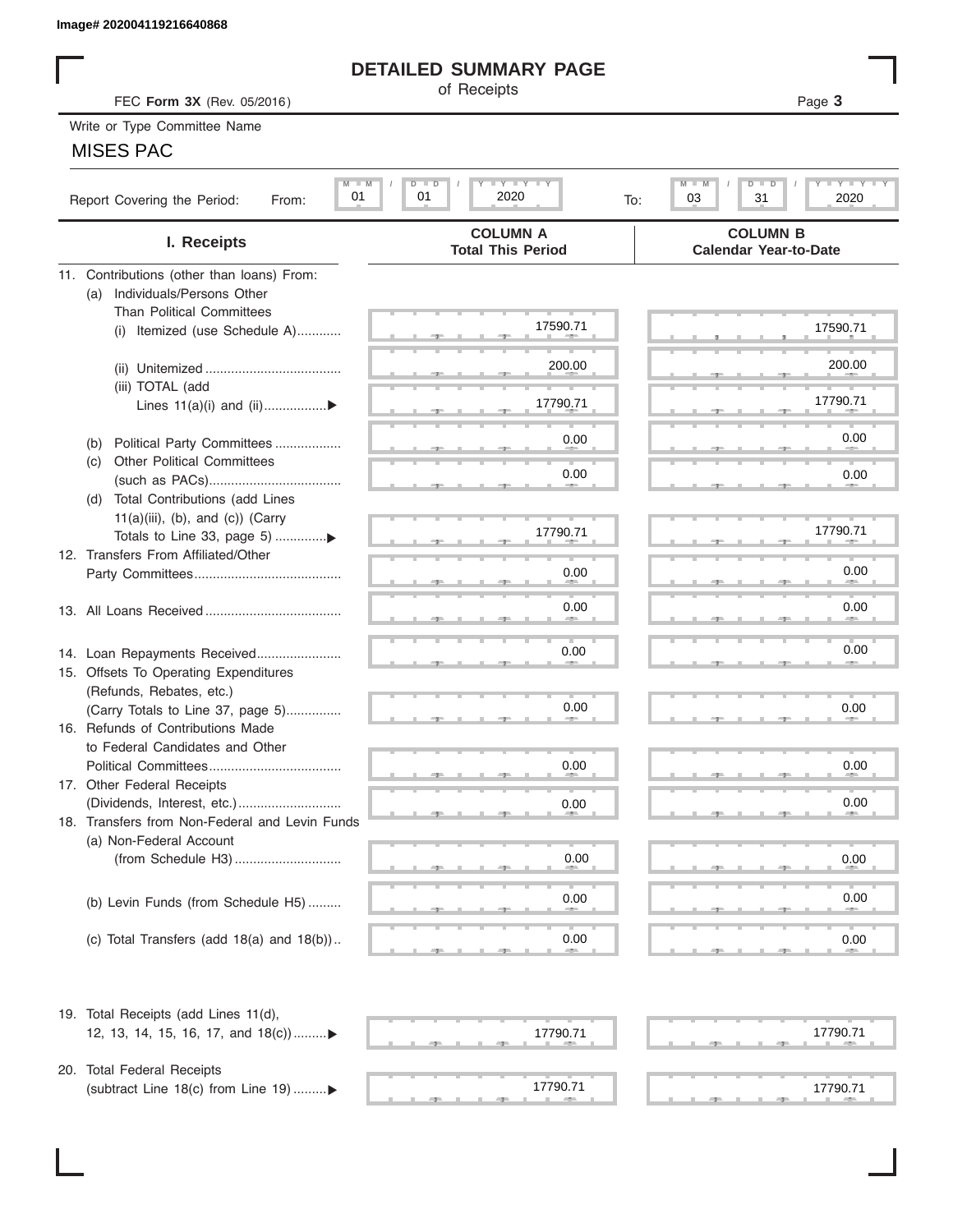Image# 202004119216640868

# DETAILED SUMMARY PAGE

of Receipts

FEC **Form 3X** (Rev. 05/2016)

Page **3**

Write or Type Committee Name

MISES PAC

Report Covering the Period: From: 01 / 01 / 2020 To: 03 / 31 / 2020

| I. Receipts | COLUMN A Total This Period | COLUMN B Calendar Year-to-Date |
|---|---|---|
| 11. Contributions (other than loans) From: | | |
| (a) Individuals/Persons Other Than Political Committees | | |
| (i) Itemized (use Schedule A) | 17590.71 | 17590.71 |
| (ii) Unitemized | 200.00 | 200.00 |
| (iii) TOTAL (add Lines 11(a)(i) and (ii) ▶ | 17790.71 | 17790.71 |
| (b) Political Party Committees | 0.00 | 0.00 |
| (c) Other Political Committees (such as PACs) | 0.00 | 0.00 |
| (d) Total Contributions (add Lines 11(a)(iii), (b), and (c)) (Carry Totals to Line 33, page 5) ▶ | 17790.71 | 17790.71 |
| 12. Transfers From Affiliated/Other Party Committees | 0.00 | 0.00 |
| 13. All Loans Received | 0.00 | 0.00 |
| 14. Loan Repayments Received | 0.00 | 0.00 |
| 15. Offsets To Operating Expenditures (Refunds, Rebates, etc.) (Carry Totals to Line 37, page 5) | 0.00 | 0.00 |
| 16. Refunds of Contributions Made to Federal Candidates and Other Political Committees | 0.00 | 0.00 |
| 17. Other Federal Receipts (Dividends, Interest, etc.) | 0.00 | 0.00 |
| 18. Transfers from Non-Federal and Levin Funds | | |
| (a) Non-Federal Account (from Schedule H3) | 0.00 | 0.00 |
| (b) Levin Funds (from Schedule H5) | 0.00 | 0.00 |
| (c) Total Transfers (add 18(a) and 18(b)) | 0.00 | 0.00 |
| 19. Total Receipts (add Lines 11(d), 12, 13, 14, 15, 16, 17, and 18(c)) ▶ | 17790.71 | 17790.71 |
| 20. Total Federal Receipts (subtract Line 18(c) from Line 19) ▶ | 17790.71 | 17790.71 |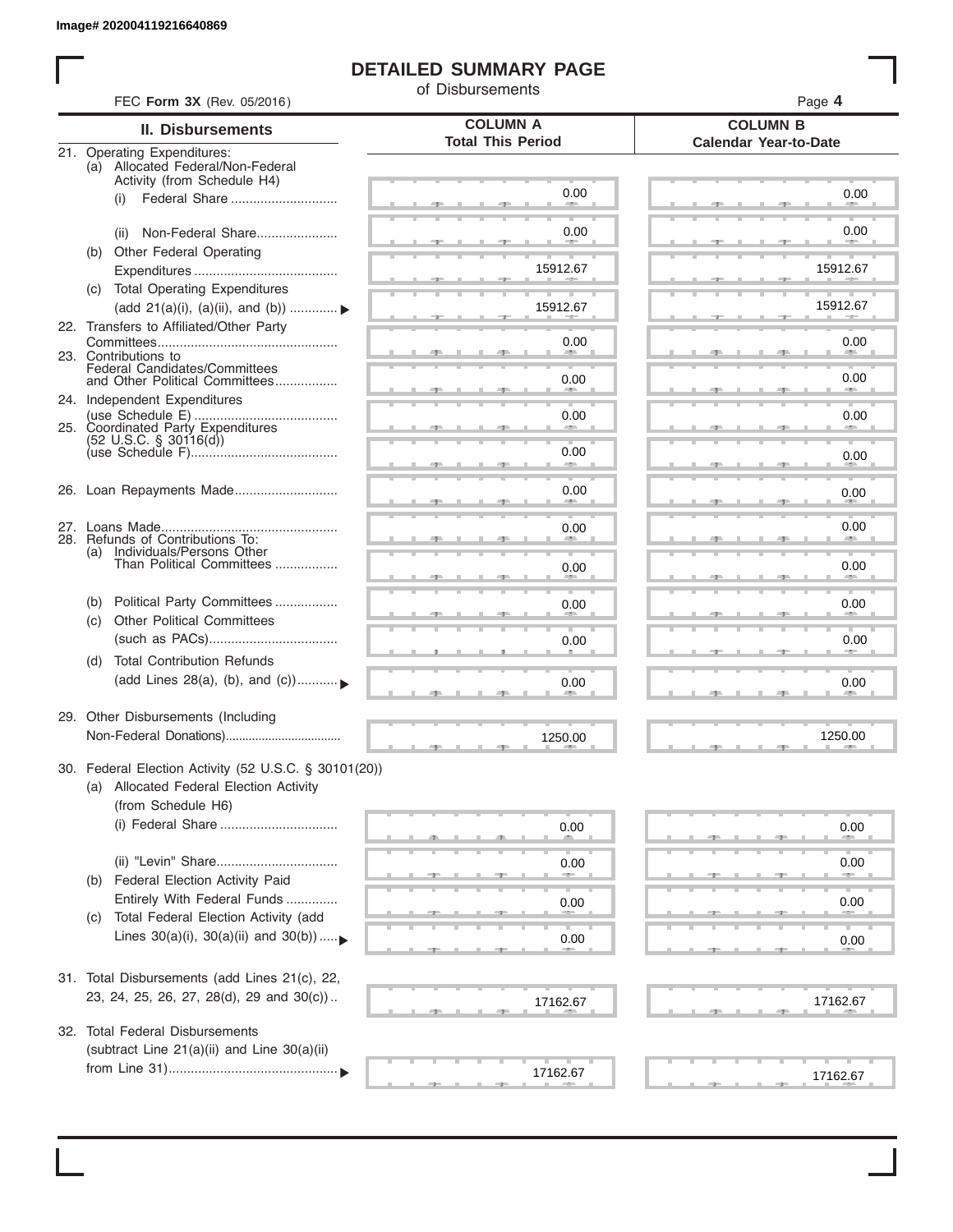Image# 202004119216640869

# DETAILED SUMMARY PAGE

of Disbursements

FEC **Form 3X** (Rev. 05/2016)

| II. Disbursements | COLUMN A Total This Period | COLUMN B Calendar Year-to-Date |
|---|---|---|
| 21. Operating Expenditures: | | |
| (a) Allocated Federal/Non-Federal Activity (from Schedule H4) | | |
| (i) Federal Share | 0.00 | 0.00 |
| (ii) Non-Federal Share | 0.00 | 0.00 |
| (b) Other Federal Operating Expenditures | 15912.67 | 15912.67 |
| (c) Total Operating Expenditures (add 21(a)(i), (a)(ii), and (b)) | 15912.67 | 15912.67 |
| 22. Transfers to Affiliated/Other Party Committees | 0.00 | 0.00 |
| 23. Contributions to Federal Candidates/Committees and Other Political Committees | 0.00 | 0.00 |
| 24. Independent Expenditures (use Schedule E) | 0.00 | 0.00 |
| 25. Coordinated Party Expenditures (52 U.S.C. § 30116(d)) (use Schedule F) | 0.00 | 0.00 |
| 26. Loan Repayments Made | 0.00 | 0.00 |
| 27. Loans Made | 0.00 | 0.00 |
| 28. Refunds of Contributions To: | | |
| (a) Individuals/Persons Other Than Political Committees | 0.00 | 0.00 |
| (b) Political Party Committees | 0.00 | 0.00 |
| (c) Other Political Committees (such as PACs) | 0.00 | 0.00 |
| (d) Total Contribution Refunds (add Lines 28(a), (b), and (c)) | 0.00 | 0.00 |
| 29. Other Disbursements (Including Non-Federal Donations) | 1250.00 | 1250.00 |
| 30. Federal Election Activity (52 U.S.C. § 30101(20)) | | |
| (a) Allocated Federal Election Activity (from Schedule H6) | | |
| (i) Federal Share | 0.00 | 0.00 |
| (ii) "Levin" Share | 0.00 | 0.00 |
| (b) Federal Election Activity Paid Entirely With Federal Funds | 0.00 | 0.00 |
| (c) Total Federal Election Activity (add Lines 30(a)(i), 30(a)(ii) and 30(b)) | 0.00 | 0.00 |
| 31. Total Disbursements (add Lines 21(c), 22, 23, 24, 25, 26, 27, 28(d), 29 and 30(c)) | 17162.67 | 17162.67 |
| 32. Total Federal Disbursements (subtract Line 21(a)(ii) and Line 30(a)(ii) from Line 31) | 17162.67 | 17162.67 |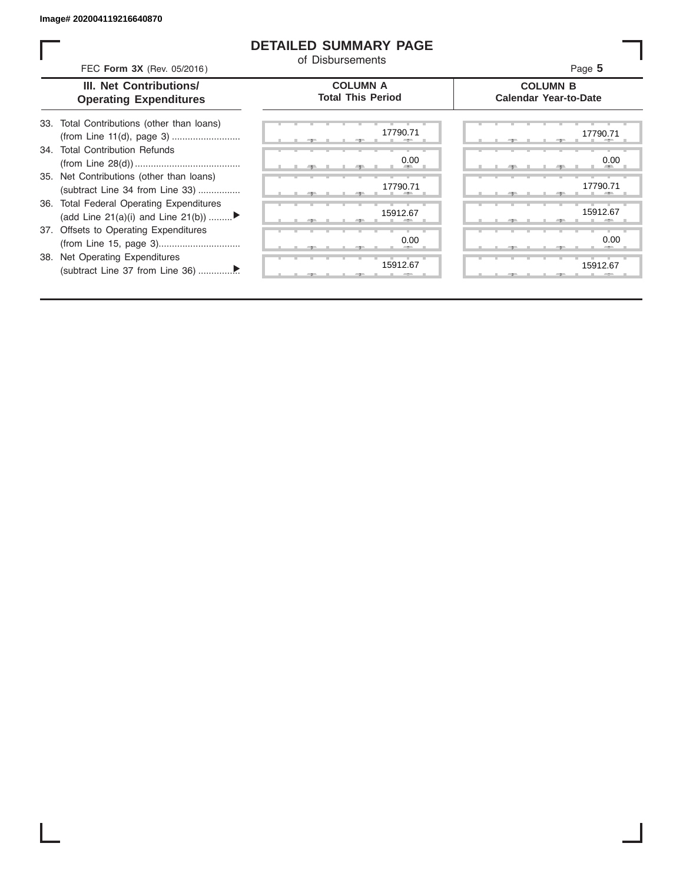Image# 202004119216640870

# DETAILED SUMMARY PAGE

of Disbursements

FEC **Form 3X** (Rev. 05/2016)

| III. Net Contributions/ Operating Expenditures | COLUMN A Total This Period | COLUMN B Calendar Year-to-Date |
|---|---|---|
| 33. Total Contributions (other than loans) (from Line 11(d), page 3) | 17790.71 | 17790.71 |
| 34. Total Contribution Refunds (from Line 28(d)) | 0.00 | 0.00 |
| 35. Net Contributions (other than loans) (subtract Line 34 from Line 33) | 17790.71 | 17790.71 |
| 36. Total Federal Operating Expenditures (add Line 21(a)(i) and Line 21(b)) ▶ | 15912.67 | 15912.67 |
| 37. Offsets to Operating Expenditures (from Line 15, page 3) | 0.00 | 0.00 |
| 38. Net Operating Expenditures (subtract Line 37 from Line 36) ▶ | 15912.67 | 15912.67 |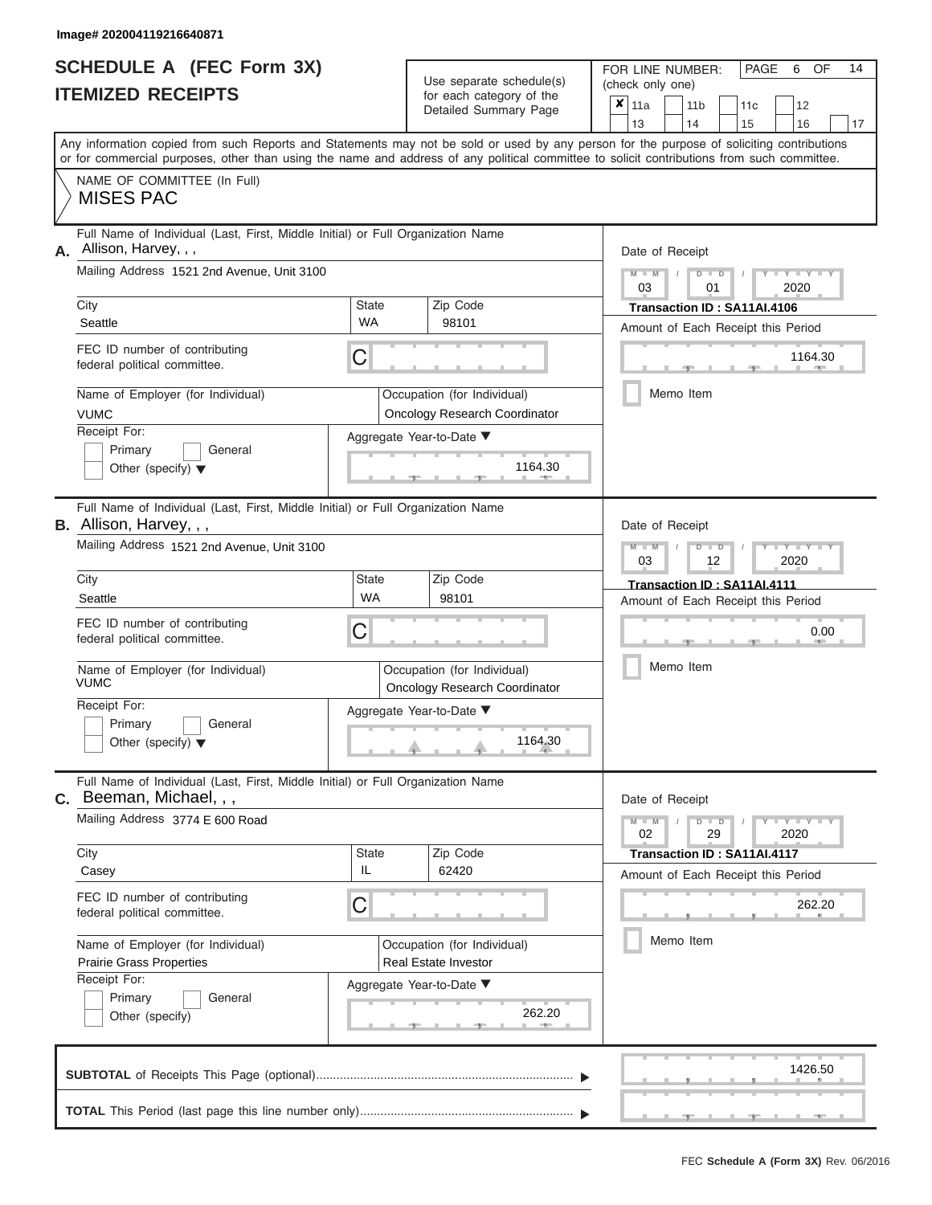Image# 202004119216640871

# SCHEDULE A (FEC Form 3X)
## ITEMIZED RECEIPTS

Use separate schedule(s) for each category of the Detailed Summary Page

FOR LINE NUMBER: (check only one)

| | | | | |
|---|---|---|---|---|
| ✘ 11a | 11b | 11c | 12 | |
| 13 | 14 | 15 | 16 | 17 |

PAGE 6 OF 14

Any information copied from such Reports and Statements may not be sold or used by any person for the purpose of soliciting contributions or for commercial purposes, other than using the name and address of any political committee to solicit contributions from such committee.

NAME OF COMMITTEE (In Full)
MISES PAC

---

**A.** Full Name of Individual (Last, First, Middle Initial) or Full Organization Name: Allison, Harvey, , ,

Mailing Address: 1521 2nd Avenue, Unit 3100

City: Seattle | State: WA | Zip Code: 98101

FEC ID number of contributing federal political committee: C

Name of Employer (for Individual): VUMC

Occupation (for Individual): Oncology Research Coordinator

Receipt For: Primary / General / Other (specify)

Aggregate Year-to-Date: 1164.30

Date of Receipt: 03 / 01 / 2020

Transaction ID : SA11AI.4106

Amount of Each Receipt this Period: 1164.30

Memo Item

---

**B.** Full Name of Individual (Last, First, Middle Initial) or Full Organization Name: Allison, Harvey, , ,

Mailing Address: 1521 2nd Avenue, Unit 3100

City: Seattle | State: WA | Zip Code: 98101

FEC ID number of contributing federal political committee: C

Name of Employer (for Individual): VUMC

Occupation (for Individual): Oncology Research Coordinator

Receipt For: Primary / General / Other (specify)

Aggregate Year-to-Date: 1164.30

Date of Receipt: 03 / 12 / 2020

Transaction ID : SA11AI.4111

Amount of Each Receipt this Period: 0.00

Memo Item

---

**C.** Full Name of Individual (Last, First, Middle Initial) or Full Organization Name: Beeman, Michael, , ,

Mailing Address: 3774 E 600 Road

City: Casey | State: IL | Zip Code: 62420

FEC ID number of contributing federal political committee: C

Name of Employer (for Individual): Prairie Grass Properties

Occupation (for Individual): Real Estate Investor

Receipt For: Primary / General / Other (specify)

Aggregate Year-to-Date: 262.20

Date of Receipt: 02 / 29 / 2020

Transaction ID : SA11AI.4117

Amount of Each Receipt this Period: 262.20

Memo Item

---

**SUBTOTAL** of Receipts This Page (optional): 1426.50

**TOTAL** This Period (last page this line number only):

FEC Schedule A (Form 3X) Rev. 06/2016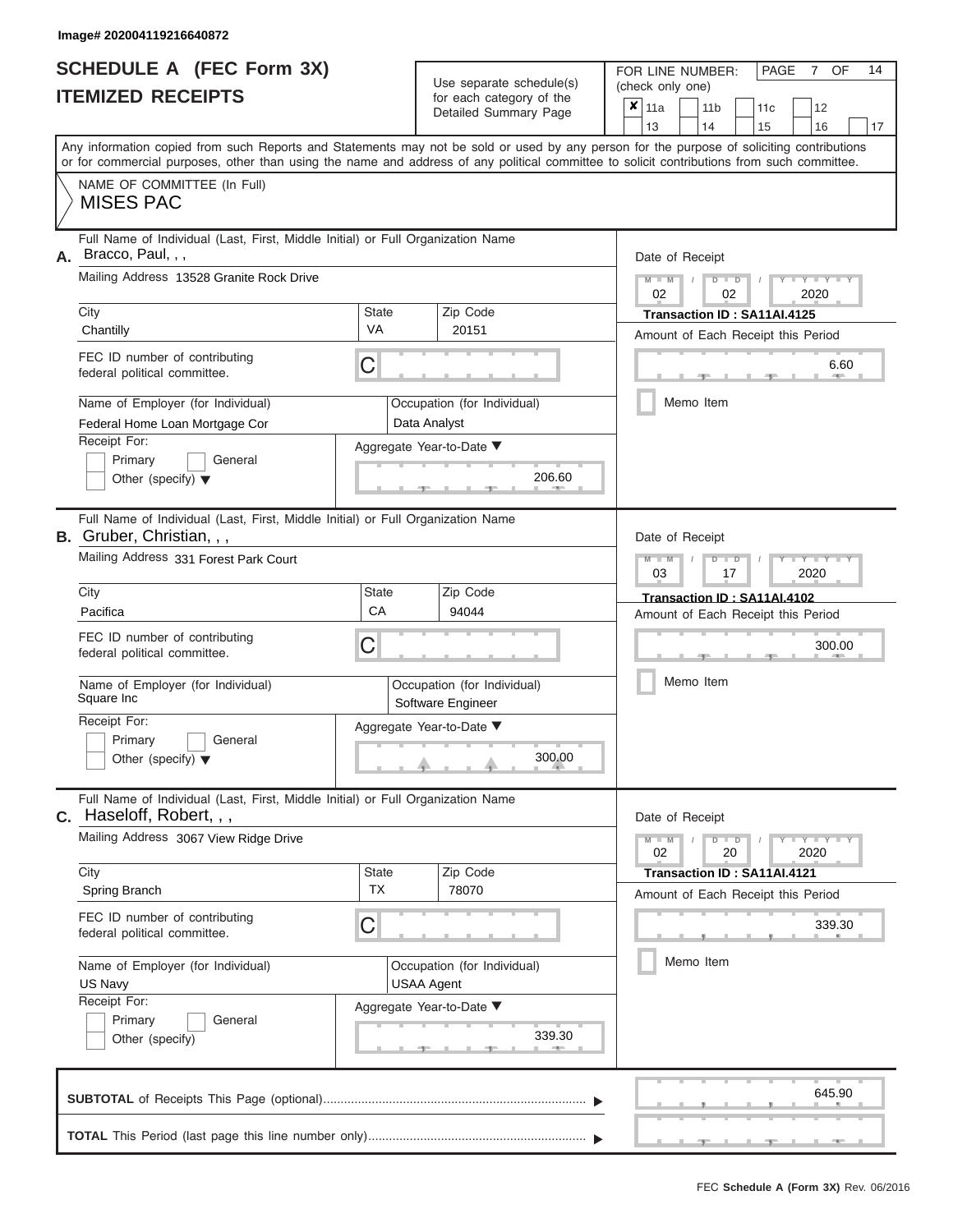Image# 202004119216640872

# SCHEDULE A (FEC Form 3X)
# ITEMIZED RECEIPTS

Use separate schedule(s) for each category of the Detailed Summary Page

FOR LINE NUMBER: (check only one)

- [x] 11a
- [ ] 11b
- [ ] 11c
- [ ] 12
- [ ] 13
- [ ] 14
- [ ] 15
- [ ] 16
- [ ] 17

PAGE 7 OF 14

Any information copied from such Reports and Statements may not be sold or used by any person for the purpose of soliciting contributions or for commercial purposes, other than using the name and address of any political committee to solicit contributions from such committee.

NAME OF COMMITTEE (In Full)
MISES PAC

---

**A.** Full Name of Individual (Last, First, Middle Initial) or Full Organization Name
Bracco, Paul, , ,

Mailing Address: 13528 Granite Rock Drive

| City | State | Zip Code |
|---|---|---|
| Chantilly | VA | 20151 |

FEC ID number of contributing federal political committee: C

Name of Employer (for Individual): Federal Home Loan Mortgage Cor
Occupation (for Individual): Data Analyst

Receipt For: Primary / General / Other (specify)

Aggregate Year-to-Date: 206.60

Date of Receipt: 02 / 02 / 2020
Transaction ID : SA11AI.4125
Amount of Each Receipt this Period: 6.60
Memo Item

---

**B.** Full Name of Individual (Last, First, Middle Initial) or Full Organization Name
Gruber, Christian, , ,

Mailing Address: 331 Forest Park Court

| City | State | Zip Code |
|---|---|---|
| Pacifica | CA | 94044 |

FEC ID number of contributing federal political committee: C

Name of Employer (for Individual): Square Inc
Occupation (for Individual): Software Engineer

Receipt For: Primary / General / Other (specify)

Aggregate Year-to-Date: 300.00

Date of Receipt: 03 / 17 / 2020
Transaction ID : SA11AI.4102
Amount of Each Receipt this Period: 300.00
Memo Item

---

**C.** Full Name of Individual (Last, First, Middle Initial) or Full Organization Name
Haseloff, Robert, , ,

Mailing Address: 3067 View Ridge Drive

| City | State | Zip Code |
|---|---|---|
| Spring Branch | TX | 78070 |

FEC ID number of contributing federal political committee: C

Name of Employer (for Individual): US Navy
Occupation (for Individual): USAA Agent

Receipt For: Primary / General / Other (specify)

Aggregate Year-to-Date: 339.30

Date of Receipt: 02 / 20 / 2020
Transaction ID : SA11AI.4121
Amount of Each Receipt this Period: 339.30
Memo Item

---

**SUBTOTAL** of Receipts This Page (optional): 645.90

**TOTAL** This Period (last page this line number only):

FEC **Schedule A (Form 3X)** Rev. 06/2016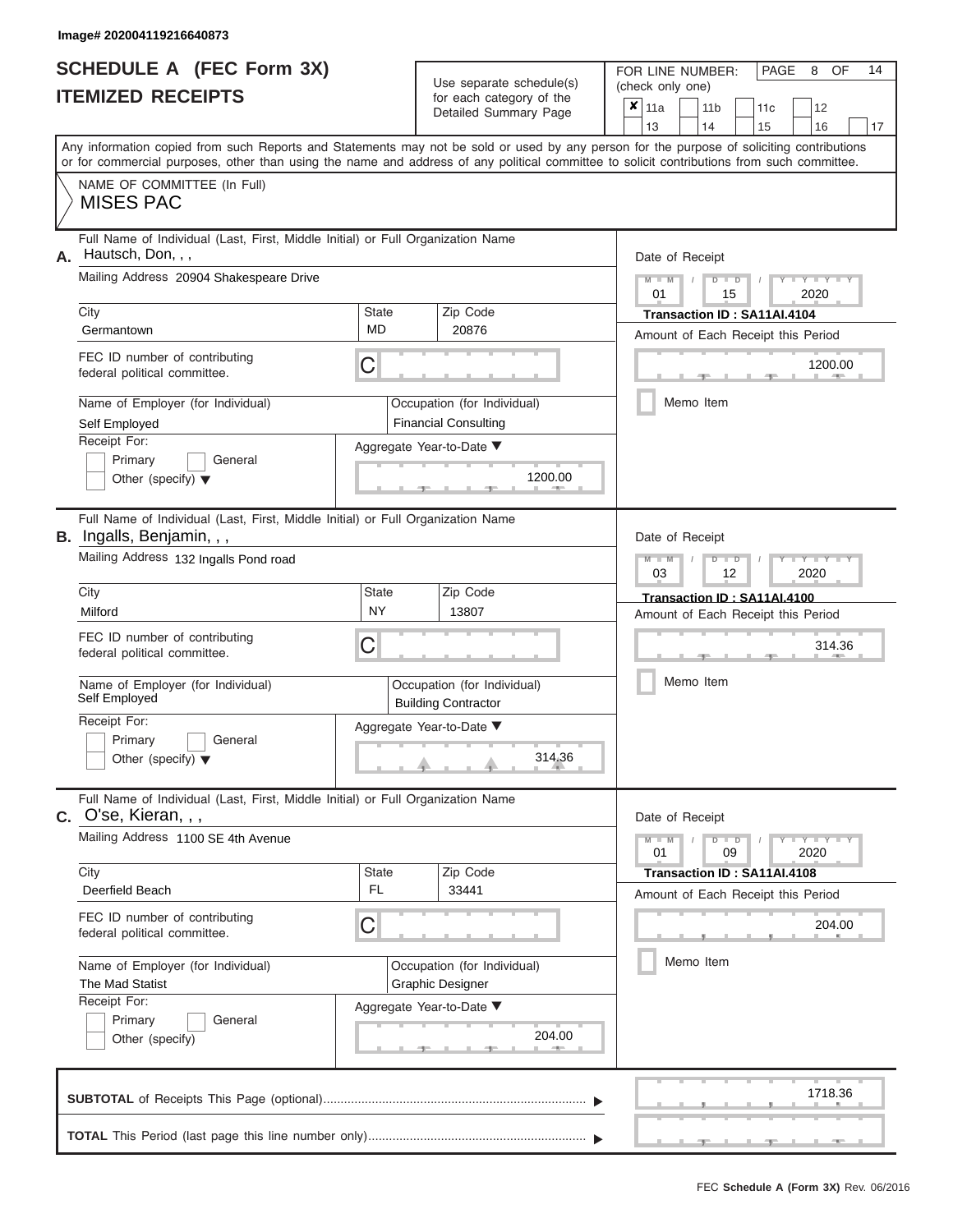Image# 202004119216640873

# SCHEDULE A (FEC Form 3X)
# ITEMIZED RECEIPTS

Use separate schedule(s) for each category of the Detailed Summary Page

FOR LINE NUMBER: (check only one)

☒ 11a ☐ 11b ☐ 11c ☐ 12 ☐ 13 ☐ 14 ☐ 15 ☐ 16 ☐ 17

PAGE 8 OF 14

Any information copied from such Reports and Statements may not be sold or used by any person for the purpose of soliciting contributions or for commercial purposes, other than using the name and address of any political committee to solicit contributions from such committee.

NAME OF COMMITTEE (In Full)
MISES PAC

---

**A.** Full Name of Individual (Last, First, Middle Initial) or Full Organization Name: Hautsch, Don, , ,

Mailing Address: 20904 Shakespeare Drive

City: Germantown | State: MD | Zip Code: 20876

FEC ID number of contributing federal political committee: C

Name of Employer (for Individual): Self Employed

Occupation (for Individual): Financial Consulting

Receipt For: ☐ Primary ☐ General ☐ Other (specify)

Aggregate Year-to-Date: 1200.00

Date of Receipt: 01 / 15 / 2020

Transaction ID : SA11AI.4104

Amount of Each Receipt this Period: 1200.00

☐ Memo Item

---

**B.** Full Name of Individual (Last, First, Middle Initial) or Full Organization Name: Ingalls, Benjamin, , ,

Mailing Address: 132 Ingalls Pond road

City: Milford | State: NY | Zip Code: 13807

FEC ID number of contributing federal political committee: C

Name of Employer (for Individual): Self Employed

Occupation (for Individual): Building Contractor

Receipt For: ☐ Primary ☐ General ☐ Other (specify)

Aggregate Year-to-Date: 314.36

Date of Receipt: 03 / 12 / 2020

Transaction ID : SA11AI.4100

Amount of Each Receipt this Period: 314.36

☐ Memo Item

---

**C.** Full Name of Individual (Last, First, Middle Initial) or Full Organization Name: O'se, Kieran, , ,

Mailing Address: 1100 SE 4th Avenue

City: Deerfield Beach | State: FL | Zip Code: 33441

FEC ID number of contributing federal political committee: C

Name of Employer (for Individual): The Mad Statist

Occupation (for Individual): Graphic Designer

Receipt For: ☐ Primary ☐ General ☐ Other (specify)

Aggregate Year-to-Date: 204.00

Date of Receipt: 01 / 09 / 2020

Transaction ID : SA11AI.4108

Amount of Each Receipt this Period: 204.00

☐ Memo Item

---

**SUBTOTAL** of Receipts This Page (optional): 1718.36

**TOTAL** This Period (last page this line number only):

FEC **Schedule A (Form 3X)** Rev. 06/2016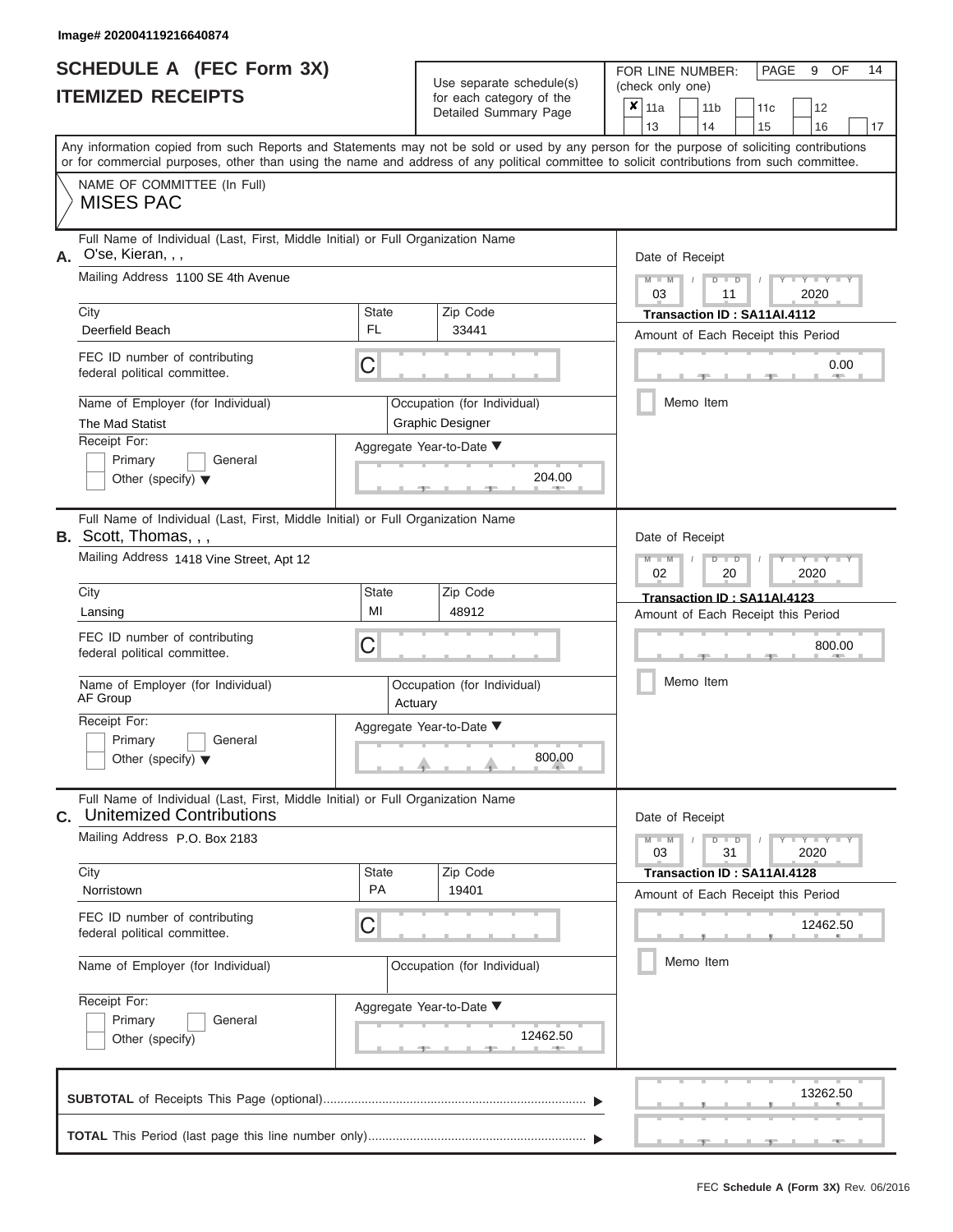Image# 202004119216640874

# SCHEDULE A (FEC Form 3X)
# ITEMIZED RECEIPTS

Use separate schedule(s) for each category of the Detailed Summary Page

FOR LINE NUMBER: (check only one)

- [x] 11a
- [ ] 11b
- [ ] 11c
- [ ] 12
- [ ] 13
- [ ] 14
- [ ] 15
- [ ] 16
- [ ] 17

PAGE 9 OF 14

Any information copied from such Reports and Statements may not be sold or used by any person for the purpose of soliciting contributions or for commercial purposes, other than using the name and address of any political committee to solicit contributions from such committee.

NAME OF COMMITTEE (In Full)
**MISES PAC**

---

**A.** Full Name of Individual (Last, First, Middle Initial) or Full Organization Name: O'se, Kieran, , ,

Mailing Address: 1100 SE 4th Avenue

| City | State | Zip Code |
|---|---|---|
| Deerfield Beach | FL | 33441 |

FEC ID number of contributing federal political committee: C

Name of Employer (for Individual): The Mad Statist

Occupation (for Individual): Graphic Designer

Receipt For: Primary / General / Other (specify)

Aggregate Year-to-Date: 204.00

Date of Receipt: 03 / 11 / 2020

Transaction ID : SA11AI.4112

Amount of Each Receipt this Period: 0.00

Memo Item

---

**B.** Full Name of Individual (Last, First, Middle Initial) or Full Organization Name: Scott, Thomas, , ,

Mailing Address: 1418 Vine Street, Apt 12

| City | State | Zip Code |
|---|---|---|
| Lansing | MI | 48912 |

FEC ID number of contributing federal political committee: C

Name of Employer (for Individual): AF Group

Occupation (for Individual): Actuary

Receipt For: Primary / General / Other (specify)

Aggregate Year-to-Date: 800.00

Date of Receipt: 02 / 20 / 2020

Transaction ID : SA11AI.4123

Amount of Each Receipt this Period: 800.00

Memo Item

---

**C.** Full Name of Individual (Last, First, Middle Initial) or Full Organization Name: Unitemized Contributions

Mailing Address: P.O. Box 2183

| City | State | Zip Code |
|---|---|---|
| Norristown | PA | 19401 |

FEC ID number of contributing federal political committee: C

Name of Employer (for Individual):

Occupation (for Individual):

Receipt For: Primary / General / Other (specify)

Aggregate Year-to-Date: 12462.50

Date of Receipt: 03 / 31 / 2020

Transaction ID : SA11AI.4128

Amount of Each Receipt this Period: 12462.50

Memo Item

---

**SUBTOTAL** of Receipts This Page (optional): 13262.50

**TOTAL** This Period (last page this line number only):

FEC Schedule A (Form 3X) Rev. 06/2016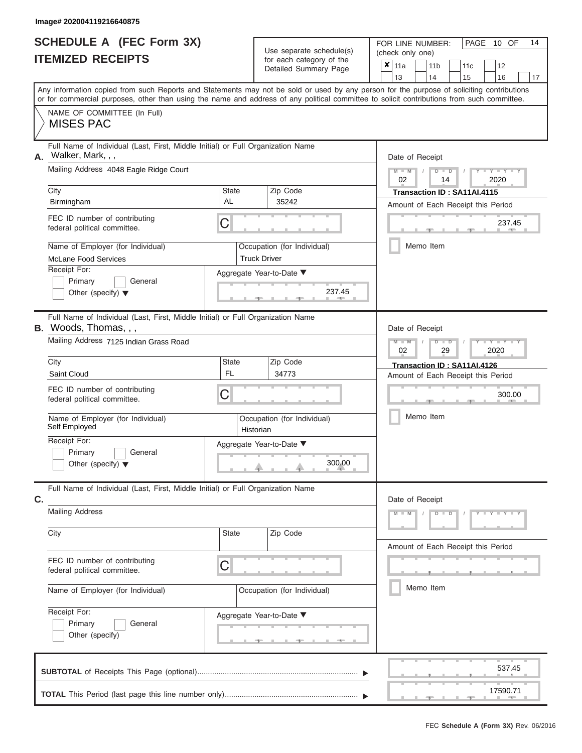Image# 202004119216640875

# SCHEDULE A (FEC Form 3X)
# ITEMIZED RECEIPTS

Use separate schedule(s) for each category of the Detailed Summary Page

FOR LINE NUMBER: (check only one)

| | | | | |
|---|---|---|---|---|
| ✘ 11a | 11b | 11c | 12 | |
| 13 | 14 | 15 | 16 | 17 |

Any information copied from such Reports and Statements may not be sold or used by any person for the purpose of soliciting contributions or for commercial purposes, other than using the name and address of any political committee to solicit contributions from such committee.

NAME OF COMMITTEE (In Full)
MISES PAC

---

**A.** Full Name of Individual (Last, First, Middle Initial) or Full Organization Name: Walker, Mark, , ,

Mailing Address: 4048 Eagle Ridge Court

City: Birmingham | State: AL | Zip Code: 35242

FEC ID number of contributing federal political committee: C

Name of Employer (for Individual): McLane Food Services

Occupation (for Individual): Truck Driver

Receipt For: Primary / General / Other (specify)

Aggregate Year-to-Date: 237.45

Date of Receipt: 02 / 14 / 2020

Transaction ID : SA11AI.4115

Amount of Each Receipt this Period: 237.45

Memo Item

---

**B.** Full Name of Individual (Last, First, Middle Initial) or Full Organization Name: Woods, Thomas, , ,

Mailing Address: 7125 Indian Grass Road

City: Saint Cloud | State: FL | Zip Code: 34773

FEC ID number of contributing federal political committee: C

Name of Employer (for Individual): Self Employed

Occupation (for Individual): Historian

Receipt For: Primary / General / Other (specify)

Aggregate Year-to-Date: 300.00

Date of Receipt: 02 / 29 / 2020

Transaction ID : SA11AI.4126

Amount of Each Receipt this Period: 300.00

Memo Item

---

**C.** Full Name of Individual (Last, First, Middle Initial) or Full Organization Name:

Mailing Address

City | State | Zip Code

FEC ID number of contributing federal political committee: C

Name of Employer (for Individual)

Occupation (for Individual)

Receipt For: Primary / General / Other (specify)

Aggregate Year-to-Date

Date of Receipt

Amount of Each Receipt this Period

Memo Item

---

**SUBTOTAL** of Receipts This Page (optional): 537.45

**TOTAL** This Period (last page this line number only): 17590.71

FEC Schedule A (Form 3X) Rev. 06/2016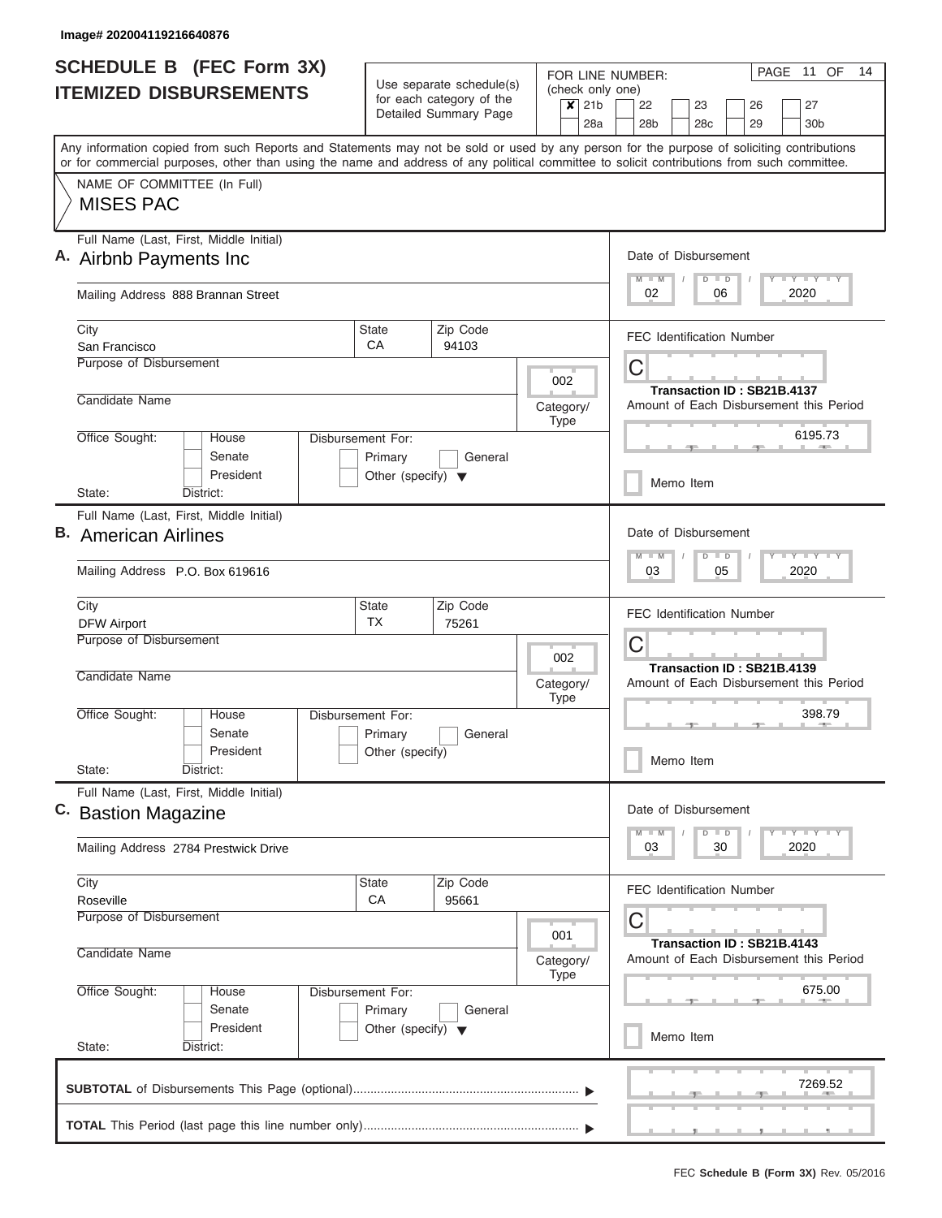Image# 202004119216640876

# SCHEDULE B (FEC Form 3X)
## ITEMIZED DISBURSEMENTS

Use separate schedule(s) for each category of the Detailed Summary Page

FOR LINE NUMBER: (check only one)

- [x] 21b
- [ ] 22
- [ ] 23
- [ ] 26
- [ ] 27
- [ ] 28a
- [ ] 28b
- [ ] 28c
- [ ] 29
- [ ] 30b

PAGE 11 OF 14

Any information copied from such Reports and Statements may not be sold or used by any person for the purpose of soliciting contributions or for commercial purposes, other than using the name and address of any political committee to solicit contributions from such committee.

NAME OF COMMITTEE (In Full)
MISES PAC

---

**A.** Full Name (Last, First, Middle Initial): Airbnb Payments Inc

Mailing Address: 888 Brannan Street

City: San Francisco | State: CA | Zip Code: 94103

Purpose of Disbursement:

Candidate Name:

Category/Type: 002

Office Sought: House / Senate / President

State: District:

Disbursement For: Primary / General / Other (specify)

Date of Disbursement: 02/06/2020

FEC Identification Number: C

Transaction ID : SB21B.4137

Amount of Each Disbursement this Period: 6195.73

Memo Item

---

**B.** Full Name (Last, First, Middle Initial): American Airlines

Mailing Address: P.O. Box 619616

City: DFW Airport | State: TX | Zip Code: 75261

Purpose of Disbursement:

Candidate Name:

Category/Type: 002

Office Sought: House / Senate / President

State: District:

Disbursement For: Primary / General / Other (specify)

Date of Disbursement: 03/05/2020

FEC Identification Number: C

Transaction ID : SB21B.4139

Amount of Each Disbursement this Period: 398.79

Memo Item

---

**C.** Full Name (Last, First, Middle Initial): Bastion Magazine

Mailing Address: 2784 Prestwick Drive

City: Roseville | State: CA | Zip Code: 95661

Purpose of Disbursement:

Candidate Name:

Category/Type: 001

Office Sought: House / Senate / President

State: District:

Disbursement For: Primary / General / Other (specify)

Date of Disbursement: 03/30/2020

FEC Identification Number: C

Transaction ID : SB21B.4143

Amount of Each Disbursement this Period: 675.00

Memo Item

---

**SUBTOTAL** of Disbursements This Page (optional): 7269.52

**TOTAL** This Period (last page this line number only):

FEC **Schedule B (Form 3X)** Rev. 05/2016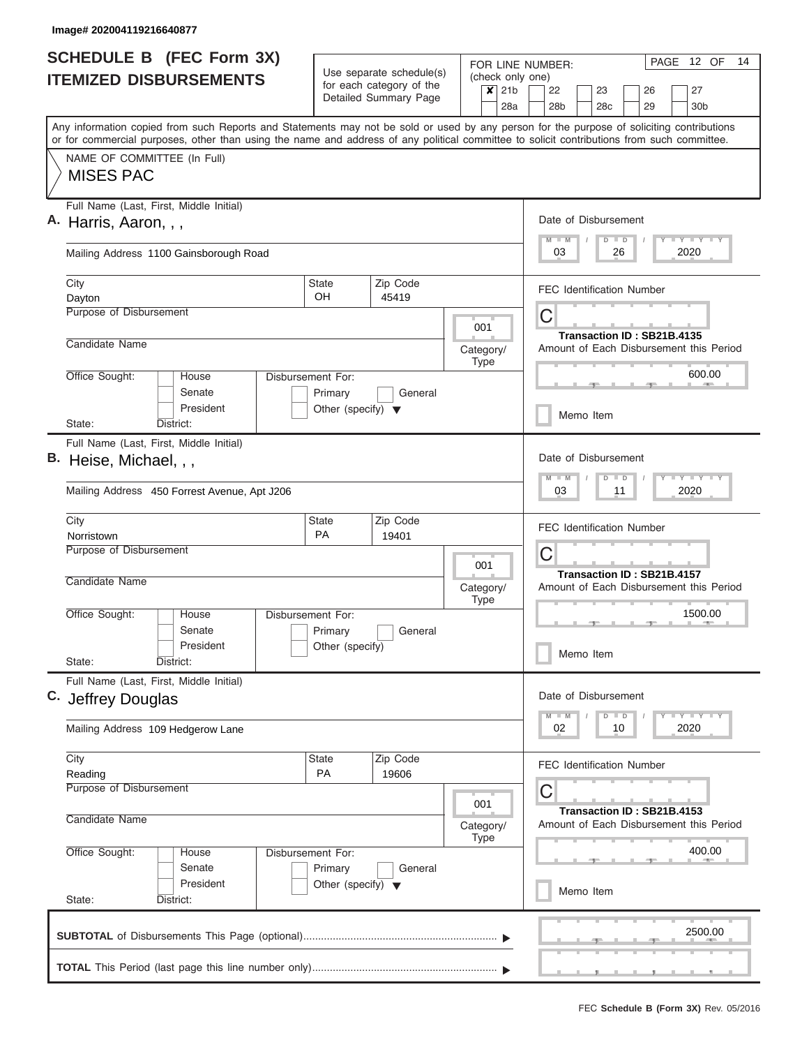Image# 202004119216640877

# SCHEDULE B (FEC Form 3X)
## ITEMIZED DISBURSEMENTS

Use separate schedule(s) for each category of the Detailed Summary Page

FOR LINE NUMBER: (check only one)

- [x] 21b
- [ ] 22
- [ ] 23
- [ ] 26
- [ ] 27
- [ ] 28a
- [ ] 28b
- [ ] 28c
- [ ] 29
- [ ] 30b

PAGE 12 OF 14

Any information copied from such Reports and Statements may not be sold or used by any person for the purpose of soliciting contributions or for commercial purposes, other than using the name and address of any political committee to solicit contributions from such committee.

NAME OF COMMITTEE (In Full)
MISES PAC

---

**A.** Full Name (Last, First, Middle Initial): Harris, Aaron, , ,

Mailing Address: 1100 Gainsborough Road

City: Dayton | State: OH | Zip Code: 45419

Purpose of Disbursement:

Candidate Name:

Category/Type: 001

Office Sought: House / Senate / President — State: District:

Disbursement For: Primary / General / Other (specify)

Date of Disbursement: 03 / 26 / 2020

FEC Identification Number: C

Transaction ID : SB21B.4135

Amount of Each Disbursement this Period: 600.00

Memo Item

---

**B.** Full Name (Last, First, Middle Initial): Heise, Michael, , ,

Mailing Address: 450 Forrest Avenue, Apt J206

City: Norristown | State: PA | Zip Code: 19401

Purpose of Disbursement:

Candidate Name:

Category/Type: 001

Office Sought: House / Senate / President — State: District:

Disbursement For: Primary / General / Other (specify)

Date of Disbursement: 03 / 11 / 2020

FEC Identification Number: C

Transaction ID : SB21B.4157

Amount of Each Disbursement this Period: 1500.00

Memo Item

---

**C.** Full Name (Last, First, Middle Initial): Jeffrey Douglas

Mailing Address: 109 Hedgerow Lane

City: Reading | State: PA | Zip Code: 19606

Purpose of Disbursement:

Candidate Name:

Category/Type: 001

Office Sought: House / Senate / President — State: District:

Disbursement For: Primary / General / Other (specify)

Date of Disbursement: 02 / 10 / 2020

FEC Identification Number: C

Transaction ID : SB21B.4153

Amount of Each Disbursement this Period: 400.00

Memo Item

---

**SUBTOTAL** of Disbursements This Page (optional): 2500.00

**TOTAL** This Period (last page this line number only):

FEC **Schedule B (Form 3X)** Rev. 05/2016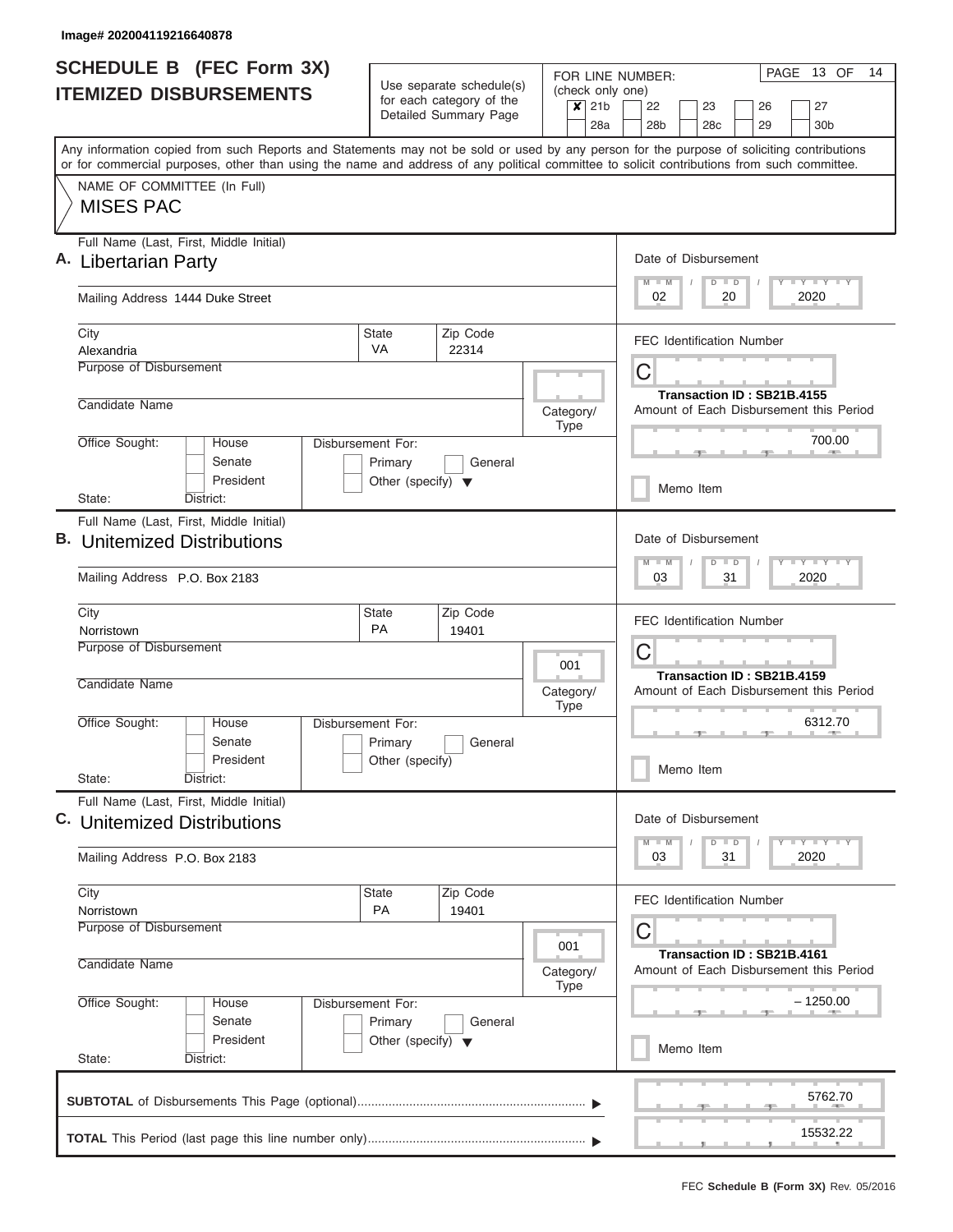Image# 202004119216640878

# SCHEDULE B (FEC Form 3X)
## ITEMIZED DISBURSEMENTS

Use separate schedule(s) for each category of the Detailed Summary Page

FOR LINE NUMBER: (check only one)

- [x] 21b
- [ ] 22
- [ ] 23
- [ ] 26
- [ ] 27
- [ ] 28a
- [ ] 28b
- [ ] 28c
- [ ] 29
- [ ] 30b

PAGE 13 OF 14

Any information copied from such Reports and Statements may not be sold or used by any person for the purpose of soliciting contributions or for commercial purposes, other than using the name and address of any political committee to solicit contributions from such committee.

NAME OF COMMITTEE (In Full)
MISES PAC

---

**A.** Full Name (Last, First, Middle Initial): Libertarian Party

Mailing Address: 1444 Duke Street

City: Alexandria | State: VA | Zip Code: 22314

Purpose of Disbursement:

Candidate Name:

Category/Type:

Office Sought: House / Senate / President | State: | District:

Disbursement For: Primary / General / Other (specify)

Date of Disbursement: 02 / 20 / 2020

FEC Identification Number: C

Transaction ID : SB21B.4155

Amount of Each Disbursement this Period: 700.00

Memo Item

---

**B.** Full Name (Last, First, Middle Initial): Unitemized Distributions

Mailing Address: P.O. Box 2183

City: Norristown | State: PA | Zip Code: 19401

Purpose of Disbursement:

Candidate Name:

Category/Type: 001

Office Sought: House / Senate / President | State: | District:

Disbursement For: Primary / General / Other (specify)

Date of Disbursement: 03 / 31 / 2020

FEC Identification Number: C

Transaction ID : SB21B.4159

Amount of Each Disbursement this Period: 6312.70

Memo Item

---

**C.** Full Name (Last, First, Middle Initial): Unitemized Distributions

Mailing Address: P.O. Box 2183

City: Norristown | State: PA | Zip Code: 19401

Purpose of Disbursement:

Candidate Name:

Category/Type: 001

Office Sought: House / Senate / President | State: | District:

Disbursement For: Primary / General / Other (specify)

Date of Disbursement: 03 / 31 / 2020

FEC Identification Number: C

Transaction ID : SB21B.4161

Amount of Each Disbursement this Period: – 1250.00

Memo Item

---

**SUBTOTAL** of Disbursements This Page (optional): 5762.70

**TOTAL** This Period (last page this line number only): 15532.22

FEC **Schedule B (Form 3X)** Rev. 05/2016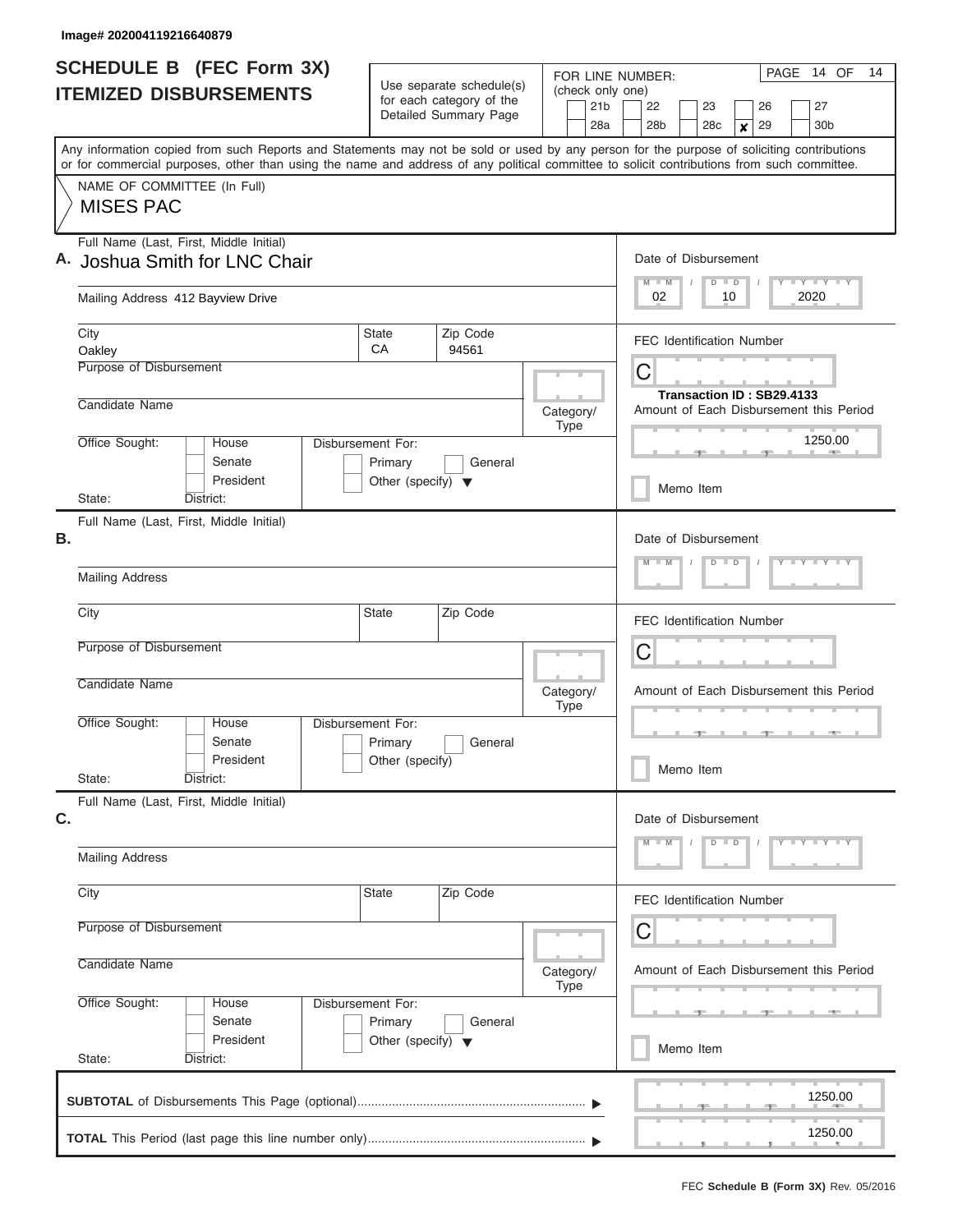Image# 202004119216640879

# SCHEDULE B (FEC Form 3X)
## ITEMIZED DISBURSEMENTS

Use separate schedule(s) for each category of the Detailed Summary Page

FOR LINE NUMBER: (check only one)

21b, 22, 23, 26, 27, 28a, 28b, 28c, **x** 29, 30b

PAGE 14 OF 14

Any information copied from such Reports and Statements may not be sold or used by any person for the purpose of soliciting contributions or for commercial purposes, other than using the name and address of any political committee to solicit contributions from such committee.

NAME OF COMMITTEE (In Full)

MISES PAC

**A.** Full Name (Last, First, Middle Initial)
Joshua Smith for LNC Chair

Mailing Address 412 Bayview Drive

City: Oakley
State: CA
Zip Code: 94561

Purpose of Disbursement:

Candidate Name:

Category/Type:

Office Sought: House / Senate / President
State: District:

Disbursement For: Primary / General / Other (specify)

Date of Disbursement: 02 / 10 / 2020

FEC Identification Number: C

Transaction ID : SB29.4133

Amount of Each Disbursement this Period: 1250.00

Memo Item

**B.** Full Name (Last, First, Middle Initial)

Mailing Address

City / State / Zip Code

Purpose of Disbursement

Candidate Name

Category/Type

Office Sought: House / Senate / President
State: District:

Disbursement For: Primary / General / Other (specify)

Date of Disbursement

FEC Identification Number: C

Amount of Each Disbursement this Period

Memo Item

**C.** Full Name (Last, First, Middle Initial)

Mailing Address

City / State / Zip Code

Purpose of Disbursement

Candidate Name

Category/Type

Office Sought: House / Senate / President
State: District:

Disbursement For: Primary / General / Other (specify)

Date of Disbursement

FEC Identification Number: C

Amount of Each Disbursement this Period

Memo Item

**SUBTOTAL** of Disbursements This Page (optional) .......... 1250.00

**TOTAL** This Period (last page this line number only) .......... 1250.00

FEC **Schedule B (Form 3X)** Rev. 05/2016